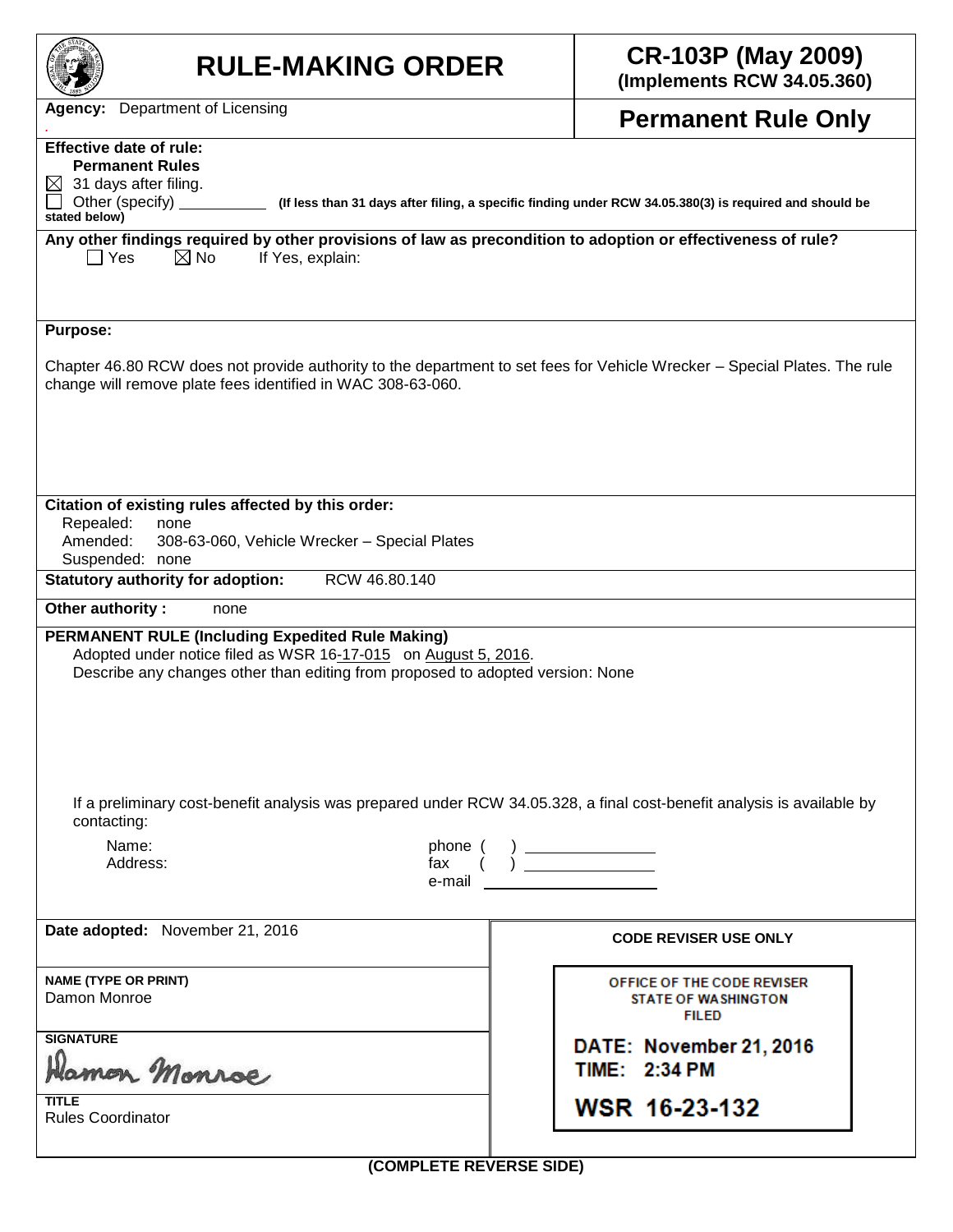# RULE-MAKING ORDER

**CR-103P (May 2009)**
**(Implements RCW 34.05.360)**

**Agency:** Department of Licensing

## Permanent Rule Only

**Effective date of rule:**
**Permanent Rules**
☒ 31 days after filing.
☐ Other (specify) \_\_\_\_\_\_\_\_\_\_ **(If less than 31 days after filing, a specific finding under RCW 34.05.380(3) is required and should be stated below)**

**Any other findings required by other provisions of law as precondition to adoption or effectiveness of rule?**
☐ Yes ☒ No If Yes, explain:

**Purpose:**

Chapter 46.80 RCW does not provide authority to the department to set fees for Vehicle Wrecker – Special Plates. The rule change will remove plate fees identified in WAC 308-63-060.

**Citation of existing rules affected by this order:**
Repealed: none
Amended: 308-63-060, Vehicle Wrecker – Special Plates
Suspended: none

**Statutory authority for adoption:** RCW 46.80.140

**Other authority :** none

**PERMANENT RULE (Including Expedited Rule Making)**
Adopted under notice filed as WSR 16-17-015 on August 5, 2016.
Describe any changes other than editing from proposed to adopted version: None

If a preliminary cost-benefit analysis was prepared under RCW 34.05.328, a final cost-benefit analysis is available by contacting:

Name:
Address:
phone ( ) \_\_\_\_\_\_\_\_
fax ( ) \_\_\_\_\_\_\_\_
e-mail \_\_\_\_\_\_\_\_

**Date adopted:** November 21, 2016

**NAME (TYPE OR PRINT)**
Damon Monroe

**SIGNATURE**
Damon Monroe

**TITLE**
Rules Coordinator

**CODE REVISER USE ONLY**

OFFICE OF THE CODE REVISER
STATE OF WASHINGTON
FILED

DATE: November 21, 2016
TIME: 2:34 PM

WSR 16-23-132

**(COMPLETE REVERSE SIDE)**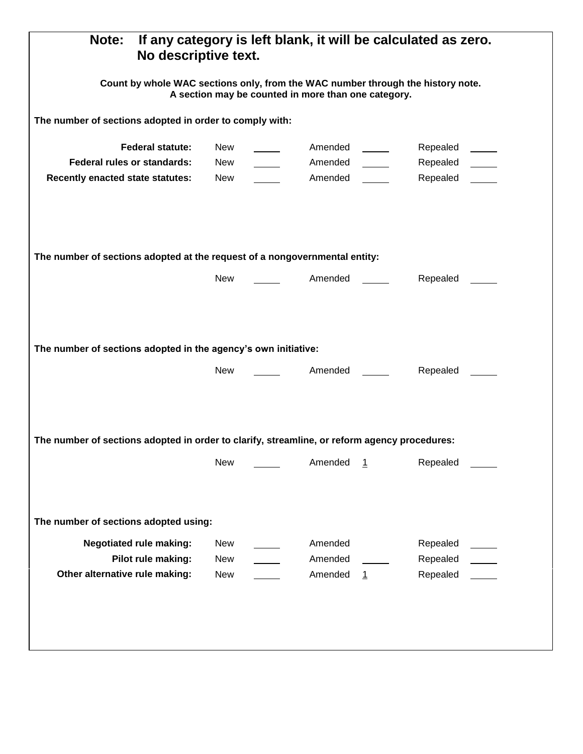**Note: If any category is left blank, it will be calculated as zero. No descriptive text.**

**Count by whole WAC sections only, from the WAC number through the history note. A section may be counted in more than one category.**

**The number of sections adopted in order to comply with:**

| | | | | | | |
|---|---|---|---|---|---|---|
| **Federal statute:** | New | | Amended | | Repealed | |
| **Federal rules or standards:** | New | | Amended | | Repealed | |
| **Recently enacted state statutes:** | New | | Amended | | Repealed | |

**The number of sections adopted at the request of a nongovernmental entity:**

| | | | | | |
|---|---|---|---|---|---|
| New | | Amended | | Repealed | |

**The number of sections adopted in the agency's own initiative:**

| | | | | | |
|---|---|---|---|---|---|
| New | | Amended | | Repealed | |

**The number of sections adopted in order to clarify, streamline, or reform agency procedures:**

| | | | | | |
|---|---|---|---|---|---|
| New | | Amended | 1 | Repealed | |

**The number of sections adopted using:**

| | | | | | | |
|---|---|---|---|---|---|---|
| **Negotiated rule making:** | New | | Amended | | Repealed | |
| **Pilot rule making:** | New | | Amended | | Repealed | |
| **Other alternative rule making:** | New | | Amended | 1 | Repealed | |